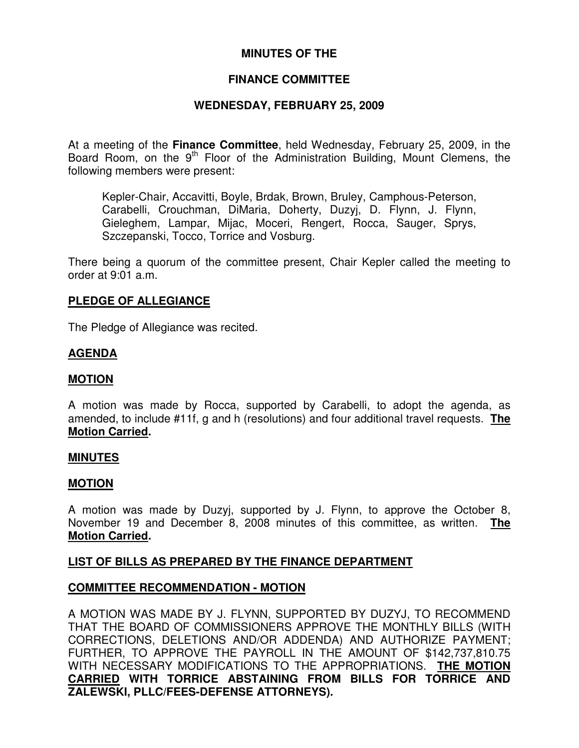# MINUTES OF THE

# FINANCE COMMITTEE

# WEDNESDAY, FEBRUARY 25, 2009

At a meeting of the **Finance Committee**, held Wednesday, February 25, 2009, in the Board Room, on the 9th Floor of the Administration Building, Mount Clemens, the following members were present:

> Kepler-Chair, Accavitti, Boyle, Brdak, Brown, Bruley, Camphous-Peterson, Carabelli, Crouchman, DiMaria, Doherty, Duzyj, D. Flynn, J. Flynn, Gieleghem, Lampar, Mijac, Moceri, Rengert, Rocca, Sauger, Sprys, Szczepanski, Tocco, Torrice and Vosburg.

There being a quorum of the committee present, Chair Kepler called the meeting to order at 9:01 a.m.

## PLEDGE OF ALLEGIANCE

The Pledge of Allegiance was recited.

## AGENDA

## MOTION

A motion was made by Rocca, supported by Carabelli, to adopt the agenda, as amended, to include #11f, g and h (resolutions) and four additional travel requests. **The Motion Carried.**

## MINUTES

## MOTION

A motion was made by Duzyj, supported by J. Flynn, to approve the October 8, November 19 and December 8, 2008 minutes of this committee, as written. **The Motion Carried.**

## LIST OF BILLS AS PREPARED BY THE FINANCE DEPARTMENT

## COMMITTEE RECOMMENDATION - MOTION

A MOTION WAS MADE BY J. FLYNN, SUPPORTED BY DUZYJ, TO RECOMMEND THAT THE BOARD OF COMMISSIONERS APPROVE THE MONTHLY BILLS (WITH CORRECTIONS, DELETIONS AND/OR ADDENDA) AND AUTHORIZE PAYMENT; FURTHER, TO APPROVE THE PAYROLL IN THE AMOUNT OF $142,737,810.75 WITH NECESSARY MODIFICATIONS TO THE APPROPRIATIONS. **THE MOTION CARRIED WITH TORRICE ABSTAINING FROM BILLS FOR TORRICE AND ZALEWSKI, PLLC/FEES-DEFENSE ATTORNEYS).**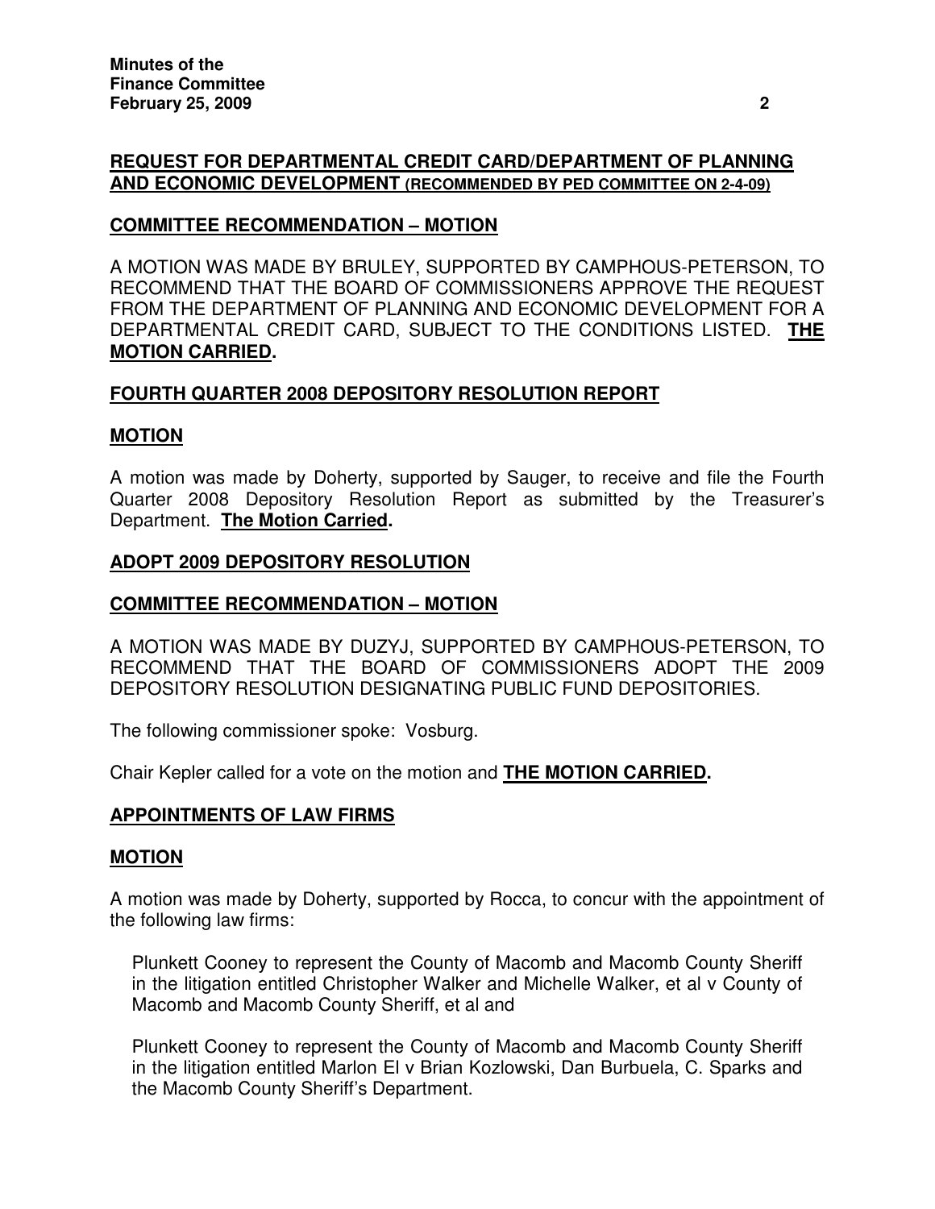## **REQUEST FOR DEPARTMENTAL CREDIT CARD/DEPARTMENT OF PLANNING AND ECONOMIC DEVELOPMENT (RECOMMENDED BY PED COMMITTEE ON 2-4-09)**

### **COMMITTEE RECOMMENDATION – MOTION**

A MOTION WAS MADE BY BRULEY, SUPPORTED BY CAMPHOUS-PETERSON, TO RECOMMEND THAT THE BOARD OF COMMISSIONERS APPROVE THE REQUEST FROM THE DEPARTMENT OF PLANNING AND ECONOMIC DEVELOPMENT FOR A DEPARTMENTAL CREDIT CARD, SUBJECT TO THE CONDITIONS LISTED. **THE MOTION CARRIED.**

## **FOURTH QUARTER 2008 DEPOSITORY RESOLUTION REPORT**

### **MOTION**

A motion was made by Doherty, supported by Sauger, to receive and file the Fourth Quarter 2008 Depository Resolution Report as submitted by the Treasurer's Department. **The Motion Carried.**

## **ADOPT 2009 DEPOSITORY RESOLUTION**

### **COMMITTEE RECOMMENDATION – MOTION**

A MOTION WAS MADE BY DUZYJ, SUPPORTED BY CAMPHOUS-PETERSON, TO RECOMMEND THAT THE BOARD OF COMMISSIONERS ADOPT THE 2009 DEPOSITORY RESOLUTION DESIGNATING PUBLIC FUND DEPOSITORIES.

The following commissioner spoke: Vosburg.

Chair Kepler called for a vote on the motion and **THE MOTION CARRIED.**

## **APPOINTMENTS OF LAW FIRMS**

### **MOTION**

A motion was made by Doherty, supported by Rocca, to concur with the appointment of the following law firms:

Plunkett Cooney to represent the County of Macomb and Macomb County Sheriff in the litigation entitled Christopher Walker and Michelle Walker, et al v County of Macomb and Macomb County Sheriff, et al and

Plunkett Cooney to represent the County of Macomb and Macomb County Sheriff in the litigation entitled Marlon El v Brian Kozlowski, Dan Burbuela, C. Sparks and the Macomb County Sheriff's Department.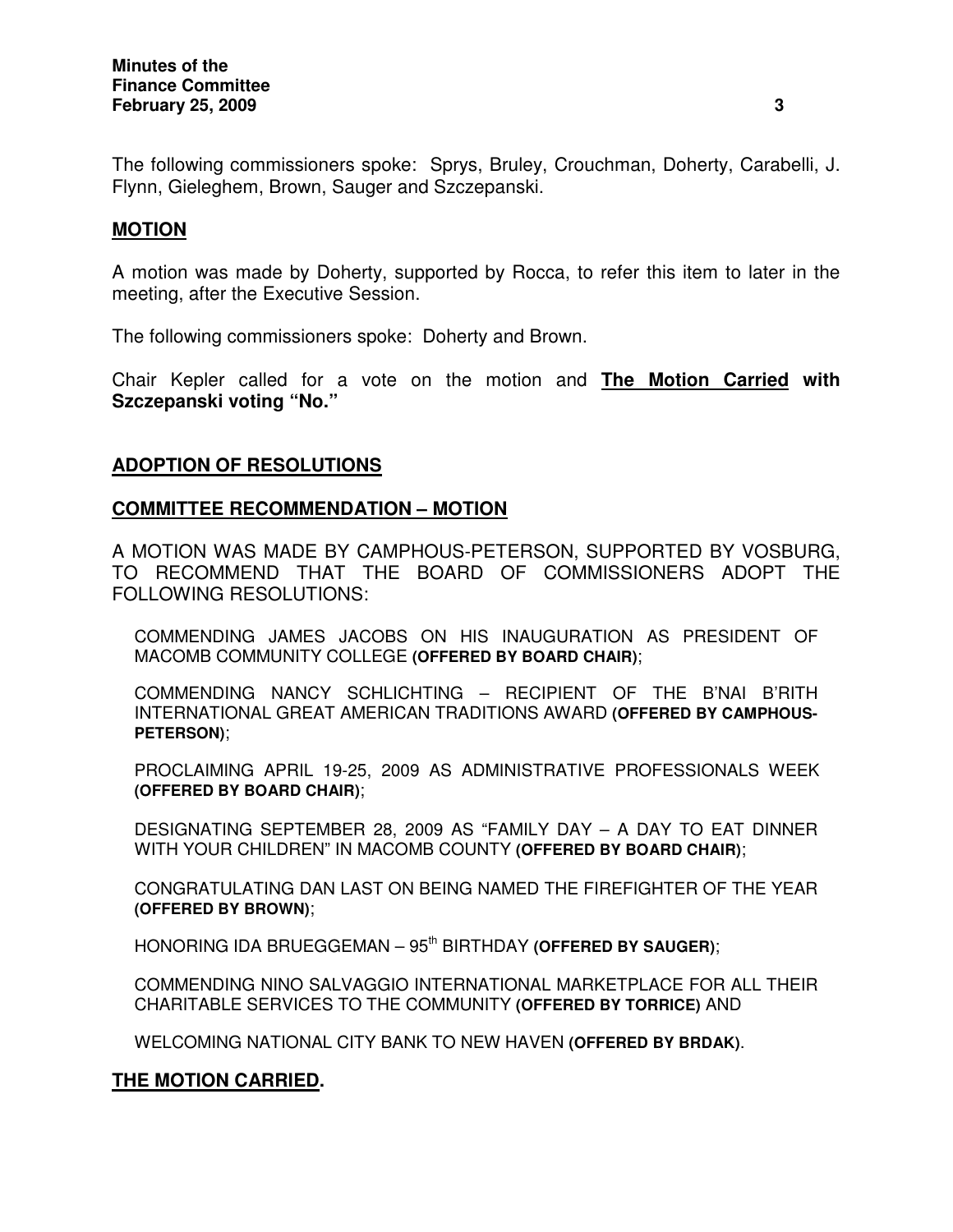The following commissioners spoke: Sprys, Bruley, Crouchman, Doherty, Carabelli, J. Flynn, Gieleghem, Brown, Sauger and Szczepanski.

## **MOTION**

A motion was made by Doherty, supported by Rocca, to refer this item to later in the meeting, after the Executive Session.

The following commissioners spoke: Doherty and Brown.

Chair Kepler called for a vote on the motion and **The Motion Carried with Szczepanski voting "No."**

## **ADOPTION OF RESOLUTIONS**

## **COMMITTEE RECOMMENDATION – MOTION**

A MOTION WAS MADE BY CAMPHOUS-PETERSON, SUPPORTED BY VOSBURG, TO RECOMMEND THAT THE BOARD OF COMMISSIONERS ADOPT THE FOLLOWING RESOLUTIONS:

COMMENDING JAMES JACOBS ON HIS INAUGURATION AS PRESIDENT OF MACOMB COMMUNITY COLLEGE **(OFFERED BY BOARD CHAIR)**;

COMMENDING NANCY SCHLICHTING – RECIPIENT OF THE B'NAI B'RITH INTERNATIONAL GREAT AMERICAN TRADITIONS AWARD **(OFFERED BY CAMPHOUS-PETERSON)**;

PROCLAIMING APRIL 19-25, 2009 AS ADMINISTRATIVE PROFESSIONALS WEEK **(OFFERED BY BOARD CHAIR)**;

DESIGNATING SEPTEMBER 28, 2009 AS "FAMILY DAY – A DAY TO EAT DINNER WITH YOUR CHILDREN" IN MACOMB COUNTY **(OFFERED BY BOARD CHAIR)**;

CONGRATULATING DAN LAST ON BEING NAMED THE FIREFIGHTER OF THE YEAR **(OFFERED BY BROWN)**;

HONORING IDA BRUEGGEMAN – 95th BIRTHDAY **(OFFERED BY SAUGER)**;

COMMENDING NINO SALVAGGIO INTERNATIONAL MARKETPLACE FOR ALL THEIR CHARITABLE SERVICES TO THE COMMUNITY **(OFFERED BY TORRICE)** AND

WELCOMING NATIONAL CITY BANK TO NEW HAVEN **(OFFERED BY BRDAK)**.

**THE MOTION CARRIED.**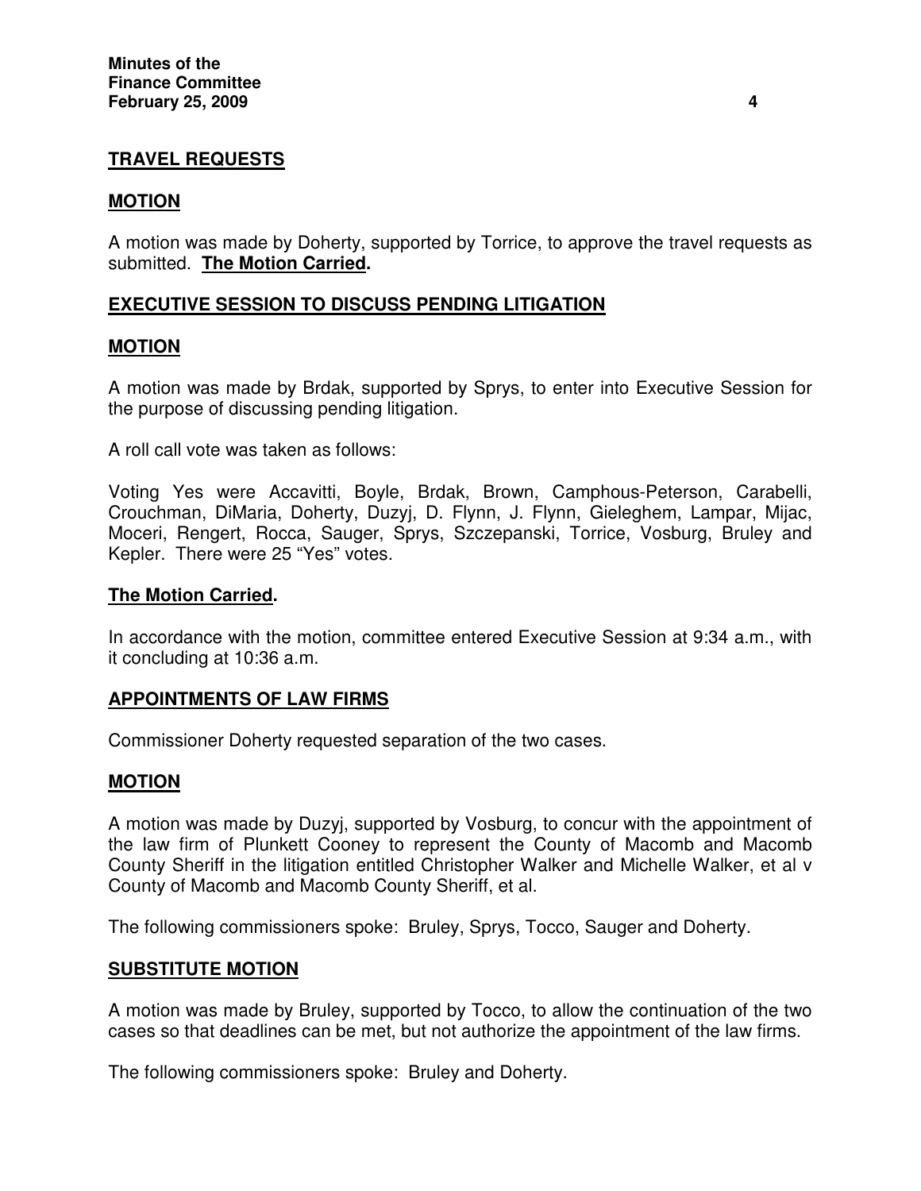## TRAVEL REQUESTS

### MOTION

A motion was made by Doherty, supported by Torrice, to approve the travel requests as submitted. **The Motion Carried.**

## EXECUTIVE SESSION TO DISCUSS PENDING LITIGATION

### MOTION

A motion was made by Brdak, supported by Sprys, to enter into Executive Session for the purpose of discussing pending litigation.

A roll call vote was taken as follows:

Voting Yes were Accavitti, Boyle, Brdak, Brown, Camphous-Peterson, Carabelli, Crouchman, DiMaria, Doherty, Duzyj, D. Flynn, J. Flynn, Gieleghem, Lampar, Mijac, Moceri, Rengert, Rocca, Sauger, Sprys, Szczepanski, Torrice, Vosburg, Bruley and Kepler. There were 25 "Yes" votes.

**The Motion Carried.**

In accordance with the motion, committee entered Executive Session at 9:34 a.m., with it concluding at 10:36 a.m.

## APPOINTMENTS OF LAW FIRMS

Commissioner Doherty requested separation of the two cases.

### MOTION

A motion was made by Duzyj, supported by Vosburg, to concur with the appointment of the law firm of Plunkett Cooney to represent the County of Macomb and Macomb County Sheriff in the litigation entitled Christopher Walker and Michelle Walker, et al v County of Macomb and Macomb County Sheriff, et al.

The following commissioners spoke: Bruley, Sprys, Tocco, Sauger and Doherty.

### SUBSTITUTE MOTION

A motion was made by Bruley, supported by Tocco, to allow the continuation of the two cases so that deadlines can be met, but not authorize the appointment of the law firms.

The following commissioners spoke: Bruley and Doherty.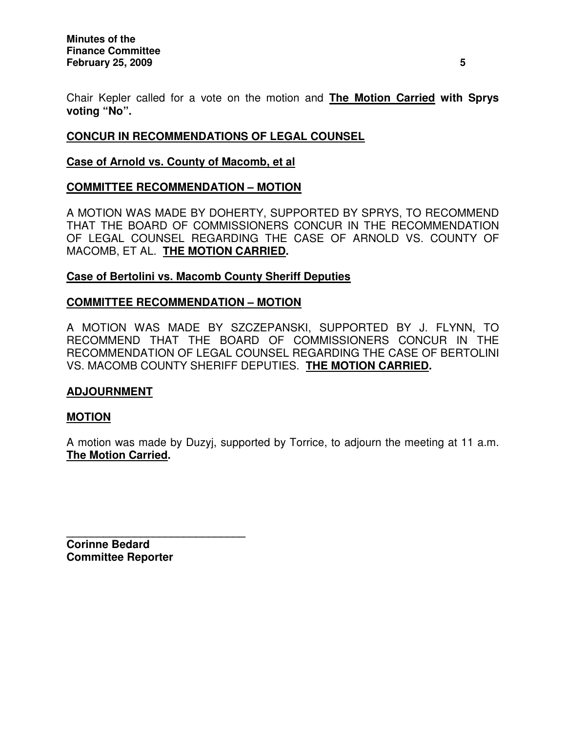Chair Kepler called for a vote on the motion and **The Motion Carried with Sprys voting "No".**

**CONCUR IN RECOMMENDATIONS OF LEGAL COUNSEL**

**Case of Arnold vs. County of Macomb, et al**

**COMMITTEE RECOMMENDATION – MOTION**

A MOTION WAS MADE BY DOHERTY, SUPPORTED BY SPRYS, TO RECOMMEND THAT THE BOARD OF COMMISSIONERS CONCUR IN THE RECOMMENDATION OF LEGAL COUNSEL REGARDING THE CASE OF ARNOLD VS. COUNTY OF MACOMB, ET AL. **THE MOTION CARRIED.**

**Case of Bertolini vs. Macomb County Sheriff Deputies**

**COMMITTEE RECOMMENDATION – MOTION**

A MOTION WAS MADE BY SZCZEPANSKI, SUPPORTED BY J. FLYNN, TO RECOMMEND THAT THE BOARD OF COMMISSIONERS CONCUR IN THE RECOMMENDATION OF LEGAL COUNSEL REGARDING THE CASE OF BERTOLINI VS. MACOMB COUNTY SHERIFF DEPUTIES. **THE MOTION CARRIED.**

**ADJOURNMENT**

**MOTION**

A motion was made by Duzyj, supported by Torrice, to adjourn the meeting at 11 a.m. **The Motion Carried.**

\_\_\_\_\_\_\_\_\_\_\_\_\_\_\_\_\_\_\_\_\_\_\_\_\_\_\_\_\_\_

**Corinne Bedard**
**Committee Reporter**